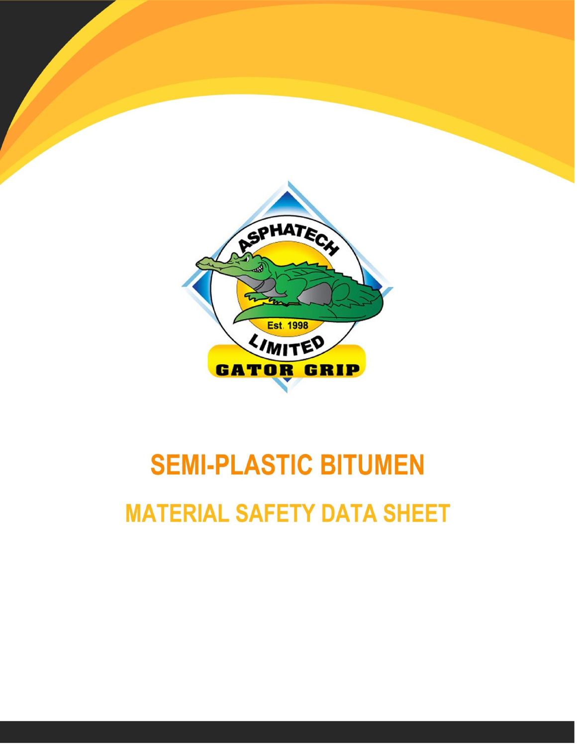# SEMI-PLASTIC BITUMEN

## MATERIAL SAFETY DATA SHEET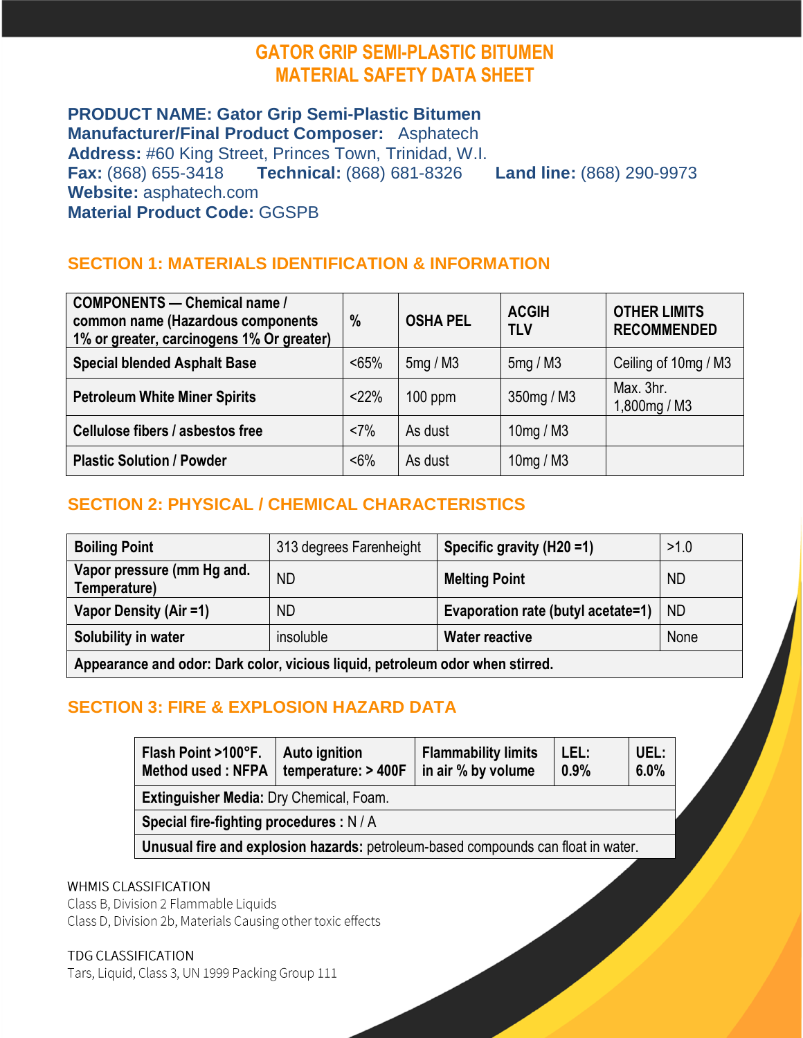# GATOR GRIP SEMI-PLASTIC BITUMEN
# MATERIAL SAFETY DATA SHEET

**PRODUCT NAME: Gator Grip Semi-Plastic Bitumen**
**Manufacturer/Final Product Composer:** Asphatech
**Address:** #60 King Street, Princes Town, Trinidad, W.I.
**Fax:** (868) 655-3418 **Technical:** (868) 681-8326 **Land line:** (868) 290-9973
**Website:** asphatech.com
**Material Product Code:** GGSPB

## SECTION 1: MATERIALS IDENTIFICATION & INFORMATION

| COMPONENTS — Chemical name / common name (Hazardous components 1% or greater, carcinogens 1% Or greater) | % | OSHA PEL | ACGIH TLV | OTHER LIMITS RECOMMENDED |
|---|---|---|---|---|
| Special blended Asphalt Base | <65% | 5mg / M3 | 5mg / M3 | Ceiling of 10mg / M3 |
| Petroleum White Miner Spirits | <22% | 100 ppm | 350mg / M3 | Max. 3hr. 1,800mg / M3 |
| Cellulose fibers / asbestos free | <7% | As dust | 10mg / M3 | |
| Plastic Solution / Powder | <6% | As dust | 10mg / M3 | |

## SECTION 2: PHYSICAL / CHEMICAL CHARACTERISTICS

| Boiling Point | 313 degrees Farenheight | Specific gravity (H20 =1) | >1.0 |
|---|---|---|---|
| Vapor pressure (mm Hg and. Temperature) | ND | Melting Point | ND |
| Vapor Density (Air =1) | ND | Evaporation rate (butyl acetate=1) | ND |
| Solubility in water | insoluble | Water reactive | None |
| **Appearance and odor:** Dark color, vicious liquid, petroleum odor when stirred. | | | |

## SECTION 3: FIRE & EXPLOSION HAZARD DATA

| Flash Point >100°F. Method used : NFPA | Auto ignition temperature: > 400F | Flammability limits in air % by volume | LEL: 0.9% | UEL: 6.0% |
|---|---|---|---|---|
| **Extinguisher Media:** Dry Chemical, Foam. | | | | |
| **Special fire-fighting procedures :** N / A | | | | |
| **Unusual fire and explosion hazards:** petroleum-based compounds can float in water. | | | | |

WHMIS CLASSIFICATION
Class B, Division 2 Flammable Liquids
Class D, Division 2b, Materials Causing other toxic effects

TDG CLASSIFICATION
Tars, Liquid, Class 3, UN 1999 Packing Group 111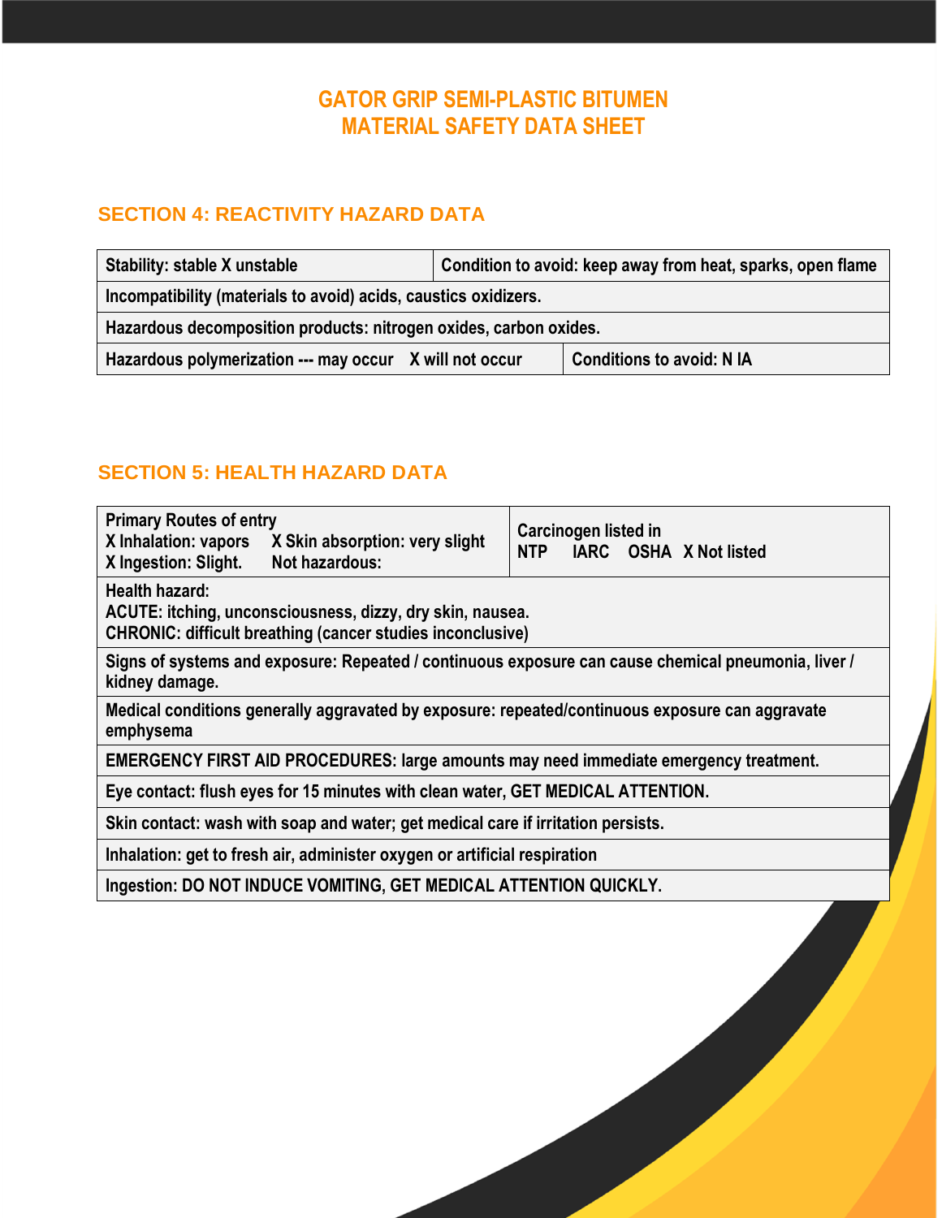# GATOR GRIP SEMI-PLASTIC BITUMEN
# MATERIAL SAFETY DATA SHEET

## SECTION 4: REACTIVITY HAZARD DATA

| Stability: stable X unstable | Condition to avoid: keep away from heat, sparks, open flame |
|---|---|
| Incompatibility (materials to avoid) acids, caustics oxidizers. | |
| Hazardous decomposition products: nitrogen oxides, carbon oxides. | |
| Hazardous polymerization --- may occur X will not occur | Conditions to avoid: N IA |

## SECTION 5: HEALTH HAZARD DATA

| Primary Routes of entry<br>X Inhalation: vapors X Skin absorption: very slight<br>X Ingestion: Slight. Not hazardous: | Carcinogen listed in<br>NTP IARC OSHA X Not listed |
|---|---|
| Health hazard:<br>ACUTE: itching, unconsciousness, dizzy, dry skin, nausea.<br>CHRONIC: difficult breathing (cancer studies inconclusive) | |
| Signs of systems and exposure: Repeated / continuous exposure can cause chemical pneumonia, liver / kidney damage. | |
| Medical conditions generally aggravated by exposure: repeated/continuous exposure can aggravate emphysema | |
| EMERGENCY FIRST AID PROCEDURES: large amounts may need immediate emergency treatment. | |
| Eye contact: flush eyes for 15 minutes with clean water, GET MEDICAL ATTENTION. | |
| Skin contact: wash with soap and water; get medical care if irritation persists. | |
| Inhalation: get to fresh air, administer oxygen or artificial respiration | |
| Ingestion: DO NOT INDUCE VOMITING, GET MEDICAL ATTENTION QUICKLY. | |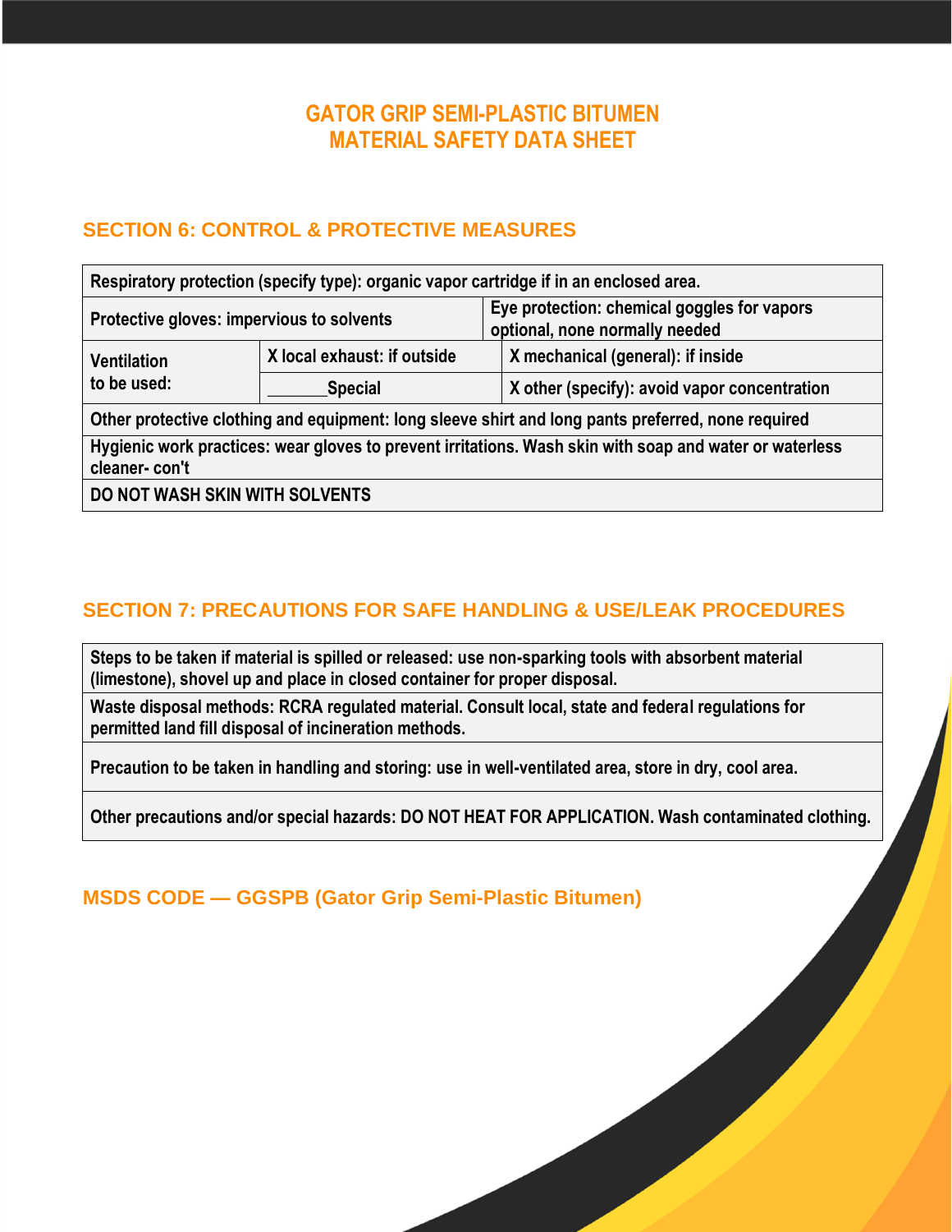# GATOR GRIP SEMI-PLASTIC BITUMEN
# MATERIAL SAFETY DATA SHEET

## SECTION 6: CONTROL & PROTECTIVE MEASURES

| | | | |
|---|---|---|---|
| Respiratory protection (specify type): organic vapor cartridge if in an enclosed area. | | | |
| Protective gloves: impervious to solvents | | Eye protection: chemical goggles for vapors optional, none normally needed | |
| Ventilation to be used: | X local exhaust: if outside | X mechanical (general): if inside | |
| | ______Special | X other (specify): avoid vapor concentration | |
| Other protective clothing and equipment: long sleeve shirt and long pants preferred, none required | | | |
| Hygienic work practices: wear gloves to prevent irritations. Wash skin with soap and water or waterless cleaner- con't | | | |
| DO NOT WASH SKIN WITH SOLVENTS | | | |

## SECTION 7: PRECAUTIONS FOR SAFE HANDLING & USE/LEAK PROCEDURES

| |
|---|
| Steps to be taken if material is spilled or released: use non-sparking tools with absorbent material (limestone), shovel up and place in closed container for proper disposal. |
| Waste disposal methods: RCRA regulated material. Consult local, state and federal regulations for permitted land fill disposal of incineration methods. |
| Precaution to be taken in handling and storing: use in well-ventilated area, store in dry, cool area. |
| Other precautions and/or special hazards: DO NOT HEAT FOR APPLICATION. Wash contaminated clothing. |

## MSDS CODE — GGSPB (Gator Grip Semi-Plastic Bitumen)